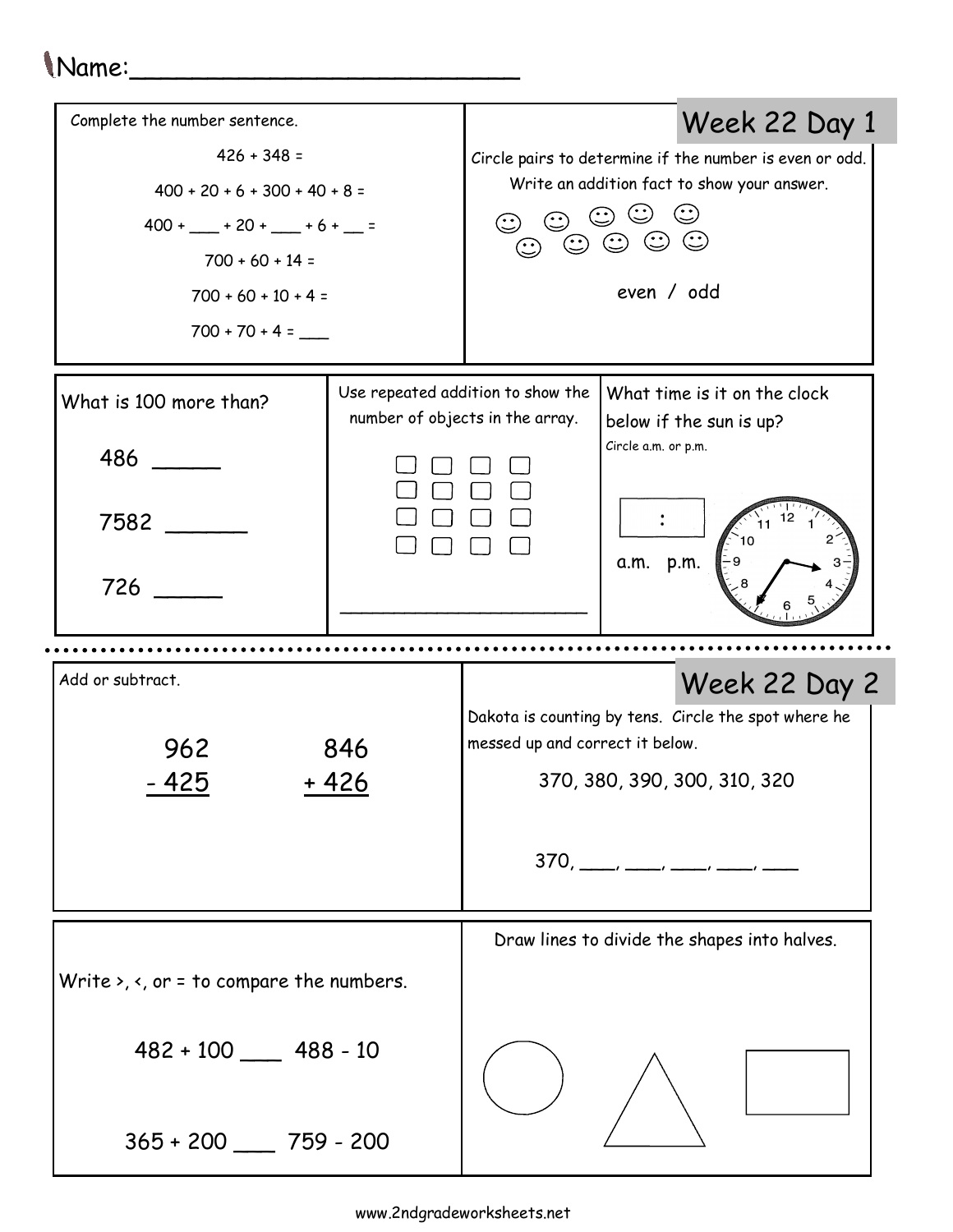Name:___________________________

## Week 22 Day 1

Complete the number sentence.

426 + 348 =

400 + 20 + 6 + 300 + 40 + 8 =

400 + ___ + 20 + ___ + 6 + __ =

700 + 60 + 14 =

700 + 60 + 10 + 4 =

700 + 70 + 4 = ___

Circle pairs to determine if the number is even or odd. Write an addition fact to show your answer.

☺ ☺ ☺ ☺ ☺
☺ ☺ ☺ ☺ ☺

even / odd

What is 100 more than?

486 _____

7582 ______

726 _____

Use repeated addition to show the number of objects in the array.

□ □ □ □
□ □ □ □
□ □ □ □
□ □ □ □

______________________

What time is it on the clock below if the sun is up?

Circle a.m. or p.m.

[ : ]

a.m. p.m.

## Week 22 Day 2

Add or subtract.

$$\begin{array}{r} 962 \\ -\ 425 \\ \hline \end{array} \qquad \begin{array}{r} 846 \\ +\ 426 \\ \hline \end{array}$$

Dakota is counting by tens. Circle the spot where he messed up and correct it below.

370, 380, 390, 300, 310, 320

370, ___, ___, ___, ___, ___

Write >, <, or = to compare the numbers.

482 + 100 ___ 488 - 10

365 + 200 ___ 759 - 200

Draw lines to divide the shapes into halves.

○ △ ▭

www.2ndgradeworksheets.net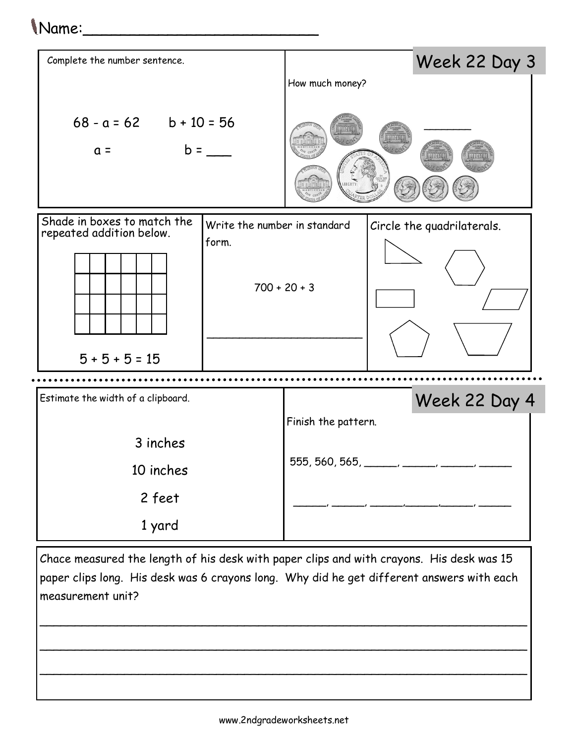Name:\_\_\_\_\_\_\_\_\_\_\_\_\_\_\_\_\_\_\_\_\_\_\_\_\_\_

## Week 22 Day 3

Complete the number sentence.

$68 - a = 62$ $b + 10 = 56$

a = b = ___

How much money?

______

Shade in boxes to match the repeated addition below.

$5 + 5 + 5 = 15$

Write the number in standard form.

$700 + 20 + 3$

________________________

Circle the quadrilaterals.

## Week 22 Day 4

Estimate the width of a clipboard.

3 inches

10 inches

2 feet

1 yard

Finish the pattern.

555, 560, 565, _____, _____, _____, _____

_____, _____, _____, _____, _____, _____

Chace measured the length of his desk with paper clips and with crayons. His desk was 15 paper clips long. His desk was 6 crayons long. Why did he get different answers with each measurement unit?

______________________________________________________________________

______________________________________________________________________

______________________________________________________________________

www.2ndgradeworksheets.net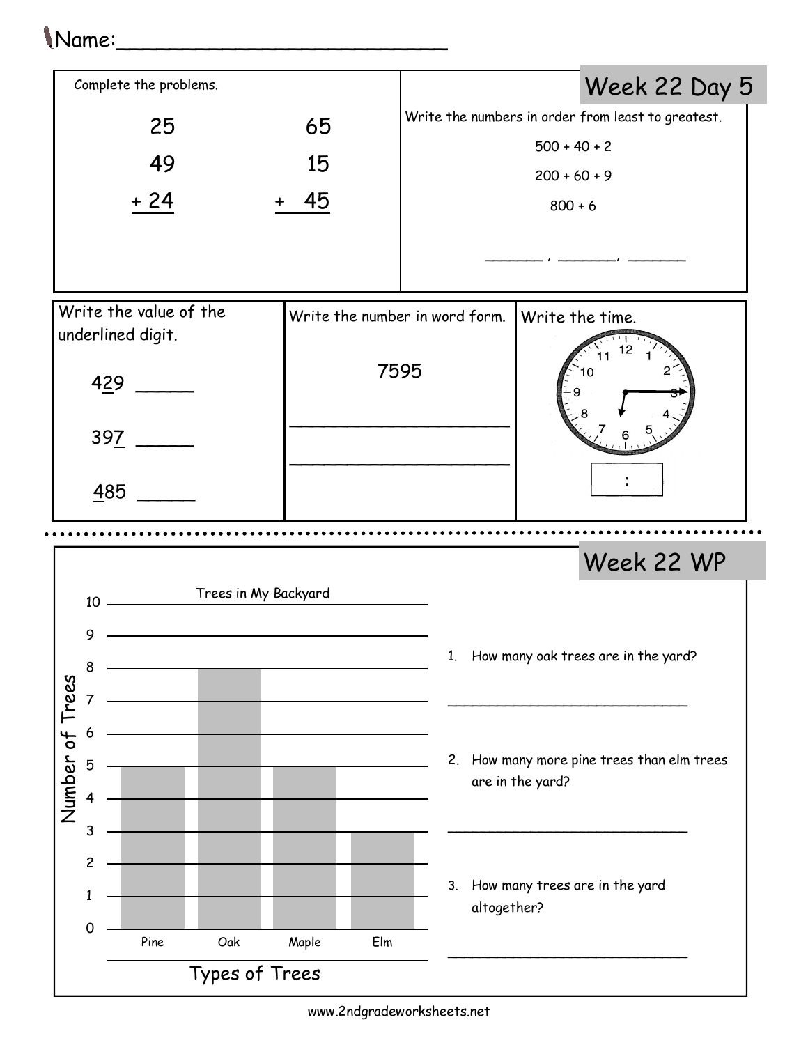Name:_________________________

## Week 22 Day 5

Complete the problems.

```
  25        65
  49        15
+ 24     +  45
```

Write the numbers in order from least to greatest.

500 + 40 + 2

200 + 60 + 9

800 + 6

_______ , _______, _______

Write the value of the underlined digit.

4<u>2</u>9 _____

39<u>7</u> _____

<u>4</u>85 _____

Write the number in word form.

7595

_______________________

_______________________

Write the time.

12
11
1
10
2
9
3
8
4
7
6
5

:

## Week 22 WP

Trees in My Backyard

Number of Trees

10
9
8
7
6
5
4
3
2
1
0

Pine
Oak
Maple
Elm

Types of Trees

1. How many oak trees are in the yard?

______________________________

2. How many more pine trees than elm trees are in the yard?

______________________________

3. How many trees are in the yard altogether?

______________________________

www.2ndgradeworksheets.net